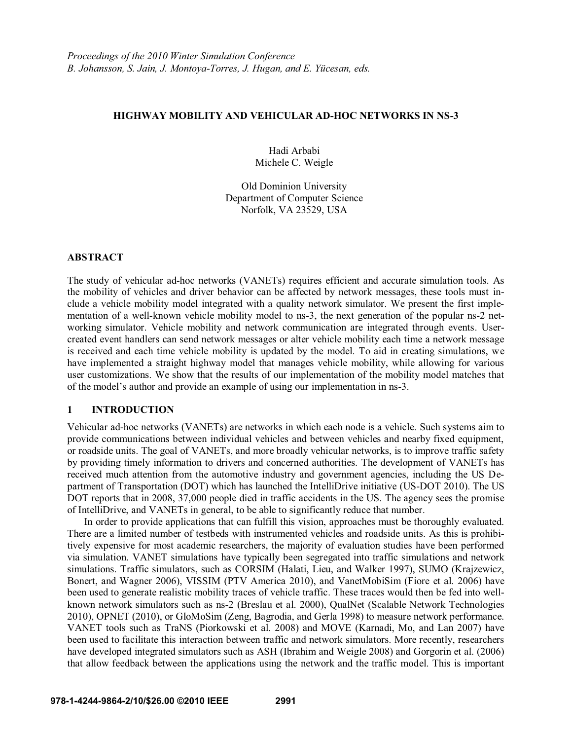*Proceedings of the 2010 Winter Simulation Conference*
*B. Johansson, S. Jain, J. Montoya-Torres, J. Hugan, and E. Yücesan, eds.*

# HIGHWAY MOBILITY AND VEHICULAR AD-HOC NETWORKS IN NS-3

Hadi Arbabi
Michele C. Weigle

Old Dominion University
Department of Computer Science
Norfolk, VA 23529, USA

## ABSTRACT

The study of vehicular ad-hoc networks (VANETs) requires efficient and accurate simulation tools. As the mobility of vehicles and driver behavior can be affected by network messages, these tools must include a vehicle mobility model integrated with a quality network simulator. We present the first implementation of a well-known vehicle mobility model to ns-3, the next generation of the popular ns-2 networking simulator. Vehicle mobility and network communication are integrated through events. User-created event handlers can send network messages or alter vehicle mobility each time a network message is received and each time vehicle mobility is updated by the model. To aid in creating simulations, we have implemented a straight highway model that manages vehicle mobility, while allowing for various user customizations. We show that the results of our implementation of the mobility model matches that of the model's author and provide an example of using our implementation in ns-3.

## 1 INTRODUCTION

Vehicular ad-hoc networks (VANETs) are networks in which each node is a vehicle. Such systems aim to provide communications between individual vehicles and between vehicles and nearby fixed equipment, or roadside units. The goal of VANETs, and more broadly vehicular networks, is to improve traffic safety by providing timely information to drivers and concerned authorities. The development of VANETs has received much attention from the automotive industry and government agencies, including the US Department of Transportation (DOT) which has launched the IntelliDrive initiative (US-DOT 2010). The US DOT reports that in 2008, 37,000 people died in traffic accidents in the US. The agency sees the promise of IntelliDrive, and VANETs in general, to be able to significantly reduce that number.

In order to provide applications that can fulfill this vision, approaches must be thoroughly evaluated. There are a limited number of testbeds with instrumented vehicles and roadside units. As this is prohibitively expensive for most academic researchers, the majority of evaluation studies have been performed via simulation. VANET simulations have typically been segregated into traffic simulations and network simulations. Traffic simulators, such as CORSIM (Halati, Lieu, and Walker 1997), SUMO (Krajzewicz, Bonert, and Wagner 2006), VISSIM (PTV America 2010), and VanetMobiSim (Fiore et al. 2006) have been used to generate realistic mobility traces of vehicle traffic. These traces would then be fed into well-known network simulators such as ns-2 (Breslau et al. 2000), QualNet (Scalable Network Technologies 2010), OPNET (2010), or GloMoSim (Zeng, Bagrodia, and Gerla 1998) to measure network performance. VANET tools such as TraNS (Piorkowski et al. 2008) and MOVE (Karnadi, Mo, and Lan 2007) have been used to facilitate this interaction between traffic and network simulators. More recently, researchers have developed integrated simulators such as ASH (Ibrahim and Weigle 2008) and Gorgorin et al. (2006) that allow feedback between the applications using the network and the traffic model. This is important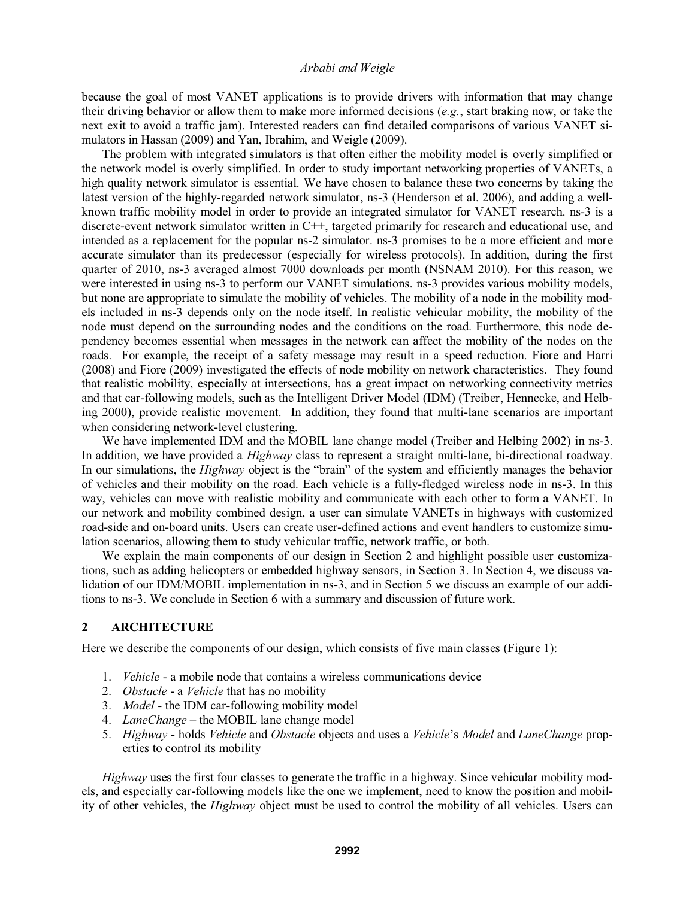because the goal of most VANET applications is to provide drivers with information that may change their driving behavior or allow them to make more informed decisions (*e.g.*, start braking now, or take the next exit to avoid a traffic jam). Interested readers can find detailed comparisons of various VANET simulators in Hassan (2009) and Yan, Ibrahim, and Weigle (2009).

The problem with integrated simulators is that often either the mobility model is overly simplified or the network model is overly simplified. In order to study important networking properties of VANETs, a high quality network simulator is essential. We have chosen to balance these two concerns by taking the latest version of the highly-regarded network simulator, ns-3 (Henderson et al. 2006), and adding a well-known traffic mobility model in order to provide an integrated simulator for VANET research. ns-3 is a discrete-event network simulator written in C++, targeted primarily for research and educational use, and intended as a replacement for the popular ns-2 simulator. ns-3 promises to be a more efficient and more accurate simulator than its predecessor (especially for wireless protocols). In addition, during the first quarter of 2010, ns-3 averaged almost 7000 downloads per month (NSNAM 2010). For this reason, we were interested in using ns-3 to perform our VANET simulations. ns-3 provides various mobility models, but none are appropriate to simulate the mobility of vehicles. The mobility of a node in the mobility models included in ns-3 depends only on the node itself. In realistic vehicular mobility, the mobility of the node must depend on the surrounding nodes and the conditions on the road. Furthermore, this node dependency becomes essential when messages in the network can affect the mobility of the nodes on the roads. For example, the receipt of a safety message may result in a speed reduction. Fiore and Harri (2008) and Fiore (2009) investigated the effects of node mobility on network characteristics. They found that realistic mobility, especially at intersections, has a great impact on networking connectivity metrics and that car-following models, such as the Intelligent Driver Model (IDM) (Treiber, Hennecke, and Helbing 2000), provide realistic movement. In addition, they found that multi-lane scenarios are important when considering network-level clustering.

We have implemented IDM and the MOBIL lane change model (Treiber and Helbing 2002) in ns-3. In addition, we have provided a *Highway* class to represent a straight multi-lane, bi-directional roadway. In our simulations, the *Highway* object is the "brain" of the system and efficiently manages the behavior of vehicles and their mobility on the road. Each vehicle is a fully-fledged wireless node in ns-3. In this way, vehicles can move with realistic mobility and communicate with each other to form a VANET. In our network and mobility combined design, a user can simulate VANETs in highways with customized road-side and on-board units. Users can create user-defined actions and event handlers to customize simulation scenarios, allowing them to study vehicular traffic, network traffic, or both.

We explain the main components of our design in Section 2 and highlight possible user customizations, such as adding helicopters or embedded highway sensors, in Section 3. In Section 4, we discuss validation of our IDM/MOBIL implementation in ns-3, and in Section 5 we discuss an example of our additions to ns-3. We conclude in Section 6 with a summary and discussion of future work.

## 2 ARCHITECTURE

Here we describe the components of our design, which consists of five main classes (Figure 1):

1. *Vehicle* - a mobile node that contains a wireless communications device
2. *Obstacle* - a *Vehicle* that has no mobility
3. *Model* - the IDM car-following mobility model
4. *LaneChange* – the MOBIL lane change model
5. *Highway* - holds *Vehicle* and *Obstacle* objects and uses a *Vehicle*'s *Model* and *LaneChange* properties to control its mobility

*Highway* uses the first four classes to generate the traffic in a highway. Since vehicular mobility models, and especially car-following models like the one we implement, need to know the position and mobility of other vehicles, the *Highway* object must be used to control the mobility of all vehicles. Users can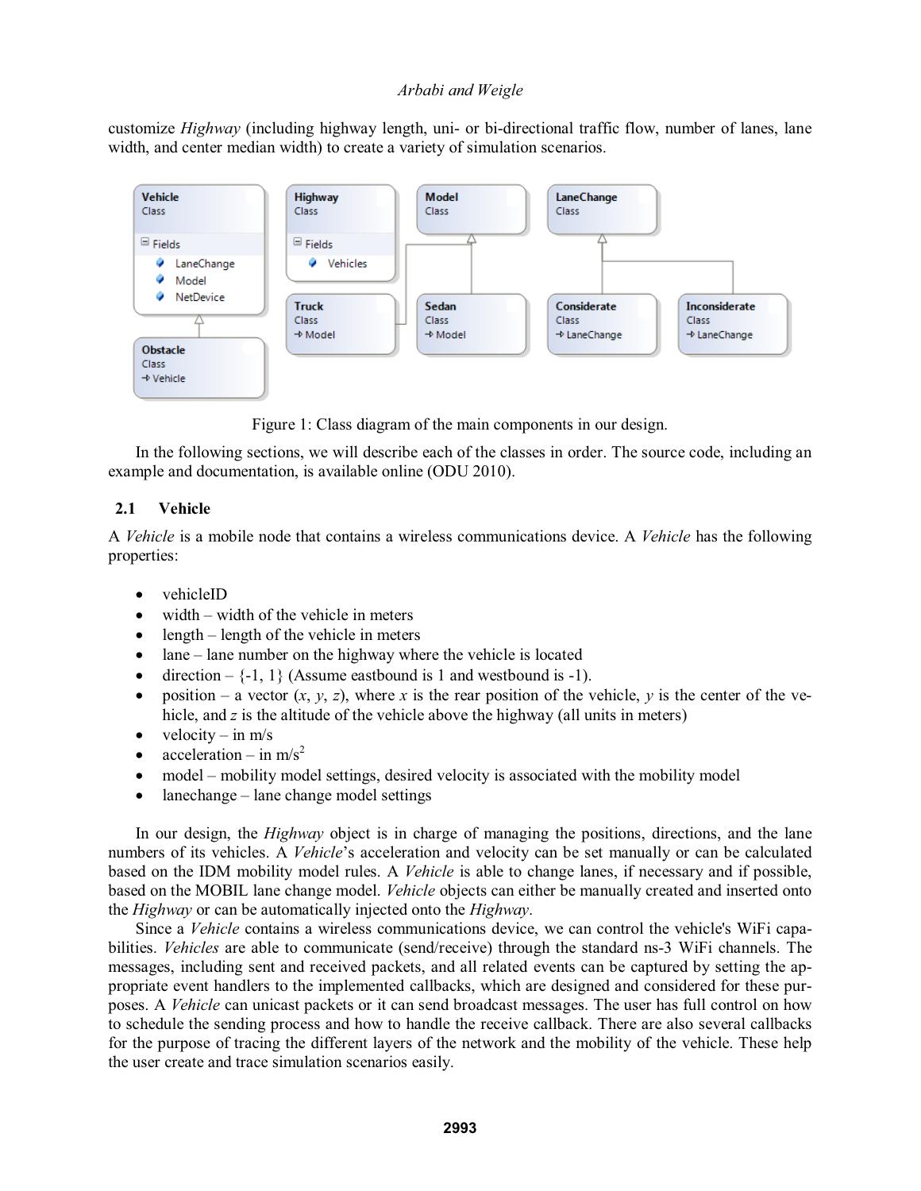customize *Highway* (including highway length, uni- or bi-directional traffic flow, number of lanes, lane width, and center median width) to create a variety of simulation scenarios.

Figure 1: Class diagram of the main components in our design.

In the following sections, we will describe each of the classes in order. The source code, including an example and documentation, is available online (ODU 2010).

## 2.1 Vehicle

A *Vehicle* is a mobile node that contains a wireless communications device. A *Vehicle* has the following properties:

- vehicleID
- width – width of the vehicle in meters
- length – length of the vehicle in meters
- lane – lane number on the highway where the vehicle is located
- direction – {-1, 1} (Assume eastbound is 1 and westbound is -1).
- position – a vector ($x$, $y$, $z$), where $x$ is the rear position of the vehicle, $y$ is the center of the vehicle, and $z$ is the altitude of the vehicle above the highway (all units in meters)
- velocity – in m/s
- acceleration – in m/s$^2$
- model – mobility model settings, desired velocity is associated with the mobility model
- lanechange – lane change model settings

In our design, the *Highway* object is in charge of managing the positions, directions, and the lane numbers of its vehicles. A *Vehicle*'s acceleration and velocity can be set manually or can be calculated based on the IDM mobility model rules. A *Vehicle* is able to change lanes, if necessary and if possible, based on the MOBIL lane change model. *Vehicle* objects can either be manually created and inserted onto the *Highway* or can be automatically injected onto the *Highway*.

Since a *Vehicle* contains a wireless communications device, we can control the vehicle's WiFi capabilities. *Vehicles* are able to communicate (send/receive) through the standard ns-3 WiFi channels. The messages, including sent and received packets, and all related events can be captured by setting the appropriate event handlers to the implemented callbacks, which are designed and considered for these purposes. A *Vehicle* can unicast packets or it can send broadcast messages. The user has full control on how to schedule the sending process and how to handle the receive callback. There are also several callbacks for the purpose of tracing the different layers of the network and the mobility of the vehicle. These help the user create and trace simulation scenarios easily.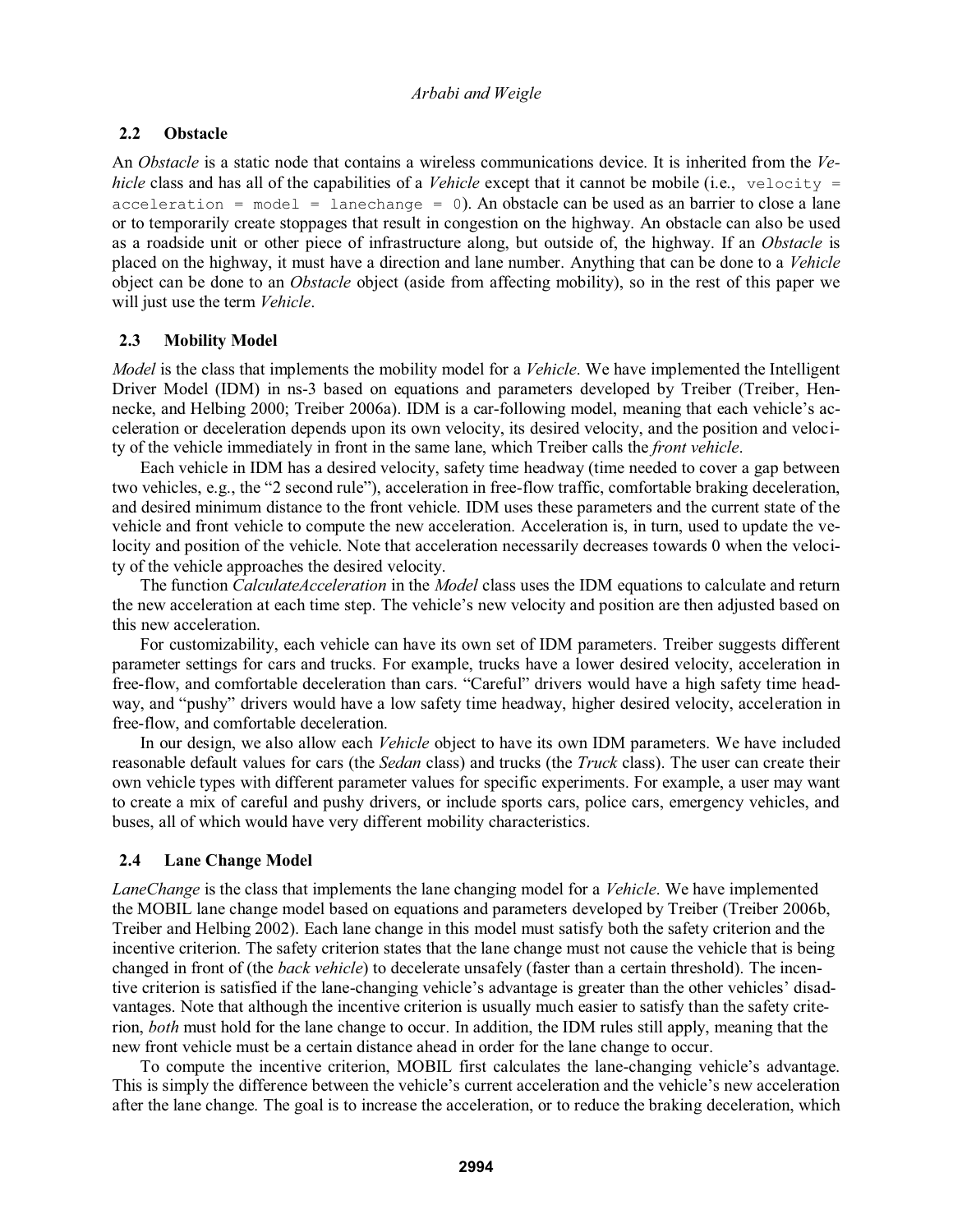## 2.2 Obstacle

An *Obstacle* is a static node that contains a wireless communications device. It is inherited from the *Vehicle* class and has all of the capabilities of a *Vehicle* except that it cannot be mobile (i.e., `velocity = acceleration = model = lanechange = 0`). An obstacle can be used as an barrier to close a lane or to temporarily create stoppages that result in congestion on the highway. An obstacle can also be used as a roadside unit or other piece of infrastructure along, but outside of, the highway. If an *Obstacle* is placed on the highway, it must have a direction and lane number. Anything that can be done to a *Vehicle* object can be done to an *Obstacle* object (aside from affecting mobility), so in the rest of this paper we will just use the term *Vehicle*.

## 2.3 Mobility Model

*Model* is the class that implements the mobility model for a *Vehicle*. We have implemented the Intelligent Driver Model (IDM) in ns-3 based on equations and parameters developed by Treiber (Treiber, Hennecke, and Helbing 2000; Treiber 2006a). IDM is a car-following model, meaning that each vehicle's acceleration or deceleration depends upon its own velocity, its desired velocity, and the position and velocity of the vehicle immediately in front in the same lane, which Treiber calls the *front vehicle*.

Each vehicle in IDM has a desired velocity, safety time headway (time needed to cover a gap between two vehicles, e.g., the "2 second rule"), acceleration in free-flow traffic, comfortable braking deceleration, and desired minimum distance to the front vehicle. IDM uses these parameters and the current state of the vehicle and front vehicle to compute the new acceleration. Acceleration is, in turn, used to update the velocity and position of the vehicle. Note that acceleration necessarily decreases towards 0 when the velocity of the vehicle approaches the desired velocity.

The function *CalculateAcceleration* in the *Model* class uses the IDM equations to calculate and return the new acceleration at each time step. The vehicle's new velocity and position are then adjusted based on this new acceleration.

For customizability, each vehicle can have its own set of IDM parameters. Treiber suggests different parameter settings for cars and trucks. For example, trucks have a lower desired velocity, acceleration in free-flow, and comfortable deceleration than cars. "Careful" drivers would have a high safety time headway, and "pushy" drivers would have a low safety time headway, higher desired velocity, acceleration in free-flow, and comfortable deceleration.

In our design, we also allow each *Vehicle* object to have its own IDM parameters. We have included reasonable default values for cars (the *Sedan* class) and trucks (the *Truck* class). The user can create their own vehicle types with different parameter values for specific experiments. For example, a user may want to create a mix of careful and pushy drivers, or include sports cars, police cars, emergency vehicles, and buses, all of which would have very different mobility characteristics.

## 2.4 Lane Change Model

*LaneChange* is the class that implements the lane changing model for a *Vehicle*. We have implemented the MOBIL lane change model based on equations and parameters developed by Treiber (Treiber 2006b, Treiber and Helbing 2002). Each lane change in this model must satisfy both the safety criterion and the incentive criterion. The safety criterion states that the lane change must not cause the vehicle that is being changed in front of (the *back vehicle*) to decelerate unsafely (faster than a certain threshold). The incentive criterion is satisfied if the lane-changing vehicle's advantage is greater than the other vehicles' disadvantages. Note that although the incentive criterion is usually much easier to satisfy than the safety criterion, *both* must hold for the lane change to occur. In addition, the IDM rules still apply, meaning that the new front vehicle must be a certain distance ahead in order for the lane change to occur.

To compute the incentive criterion, MOBIL first calculates the lane-changing vehicle's advantage. This is simply the difference between the vehicle's current acceleration and the vehicle's new acceleration after the lane change. The goal is to increase the acceleration, or to reduce the braking deceleration, which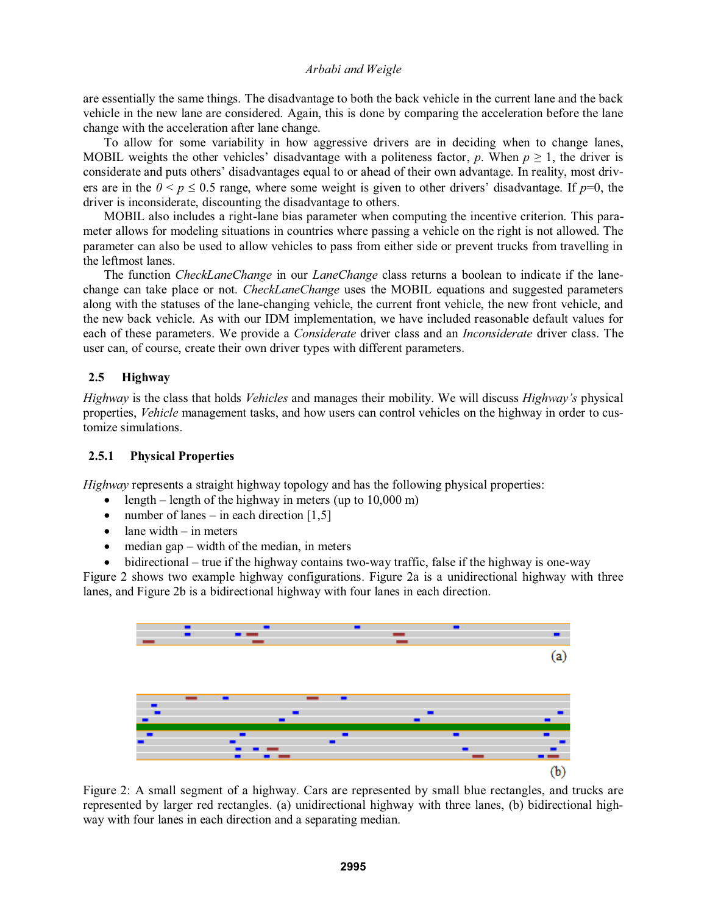are essentially the same things. The disadvantage to both the back vehicle in the current lane and the back vehicle in the new lane are considered. Again, this is done by comparing the acceleration before the lane change with the acceleration after lane change.

To allow for some variability in how aggressive drivers are in deciding when to change lanes, MOBIL weights the other vehicles' disadvantage with a politeness factor, $p$. When $p \geq 1$, the driver is considerate and puts others' disadvantages equal to or ahead of their own advantage. In reality, most drivers are in the $0 < p \leq 0.5$ range, where some weight is given to other drivers' disadvantage. If $p$=0, the driver is inconsiderate, discounting the disadvantage to others.

MOBIL also includes a right-lane bias parameter when computing the incentive criterion. This parameter allows for modeling situations in countries where passing a vehicle on the right is not allowed. The parameter can also be used to allow vehicles to pass from either side or prevent trucks from travelling in the leftmost lanes.

The function *CheckLaneChange* in our *LaneChange* class returns a boolean to indicate if the lane-change can take place or not. *CheckLaneChange* uses the MOBIL equations and suggested parameters along with the statuses of the lane-changing vehicle, the current front vehicle, the new front vehicle, and the new back vehicle. As with our IDM implementation, we have included reasonable default values for each of these parameters. We provide a *Considerate* driver class and an *Inconsiderate* driver class. The user can, of course, create their own driver types with different parameters.

## 2.5 Highway

*Highway* is the class that holds *Vehicles* and manages their mobility. We will discuss *Highway's* physical properties, *Vehicle* management tasks, and how users can control vehicles on the highway in order to customize simulations.

### 2.5.1 Physical Properties

*Highway* represents a straight highway topology and has the following physical properties:

- length – length of the highway in meters (up to 10,000 m)
- number of lanes – in each direction [1,5]
- lane width – in meters
- median gap – width of the median, in meters
- bidirectional – true if the highway contains two-way traffic, false if the highway is one-way

Figure 2 shows two example highway configurations. Figure 2a is a unidirectional highway with three lanes, and Figure 2b is a bidirectional highway with four lanes in each direction.

Figure 2: A small segment of a highway. Cars are represented by small blue rectangles, and trucks are represented by larger red rectangles. (a) unidirectional highway with three lanes, (b) bidirectional highway with four lanes in each direction and a separating median.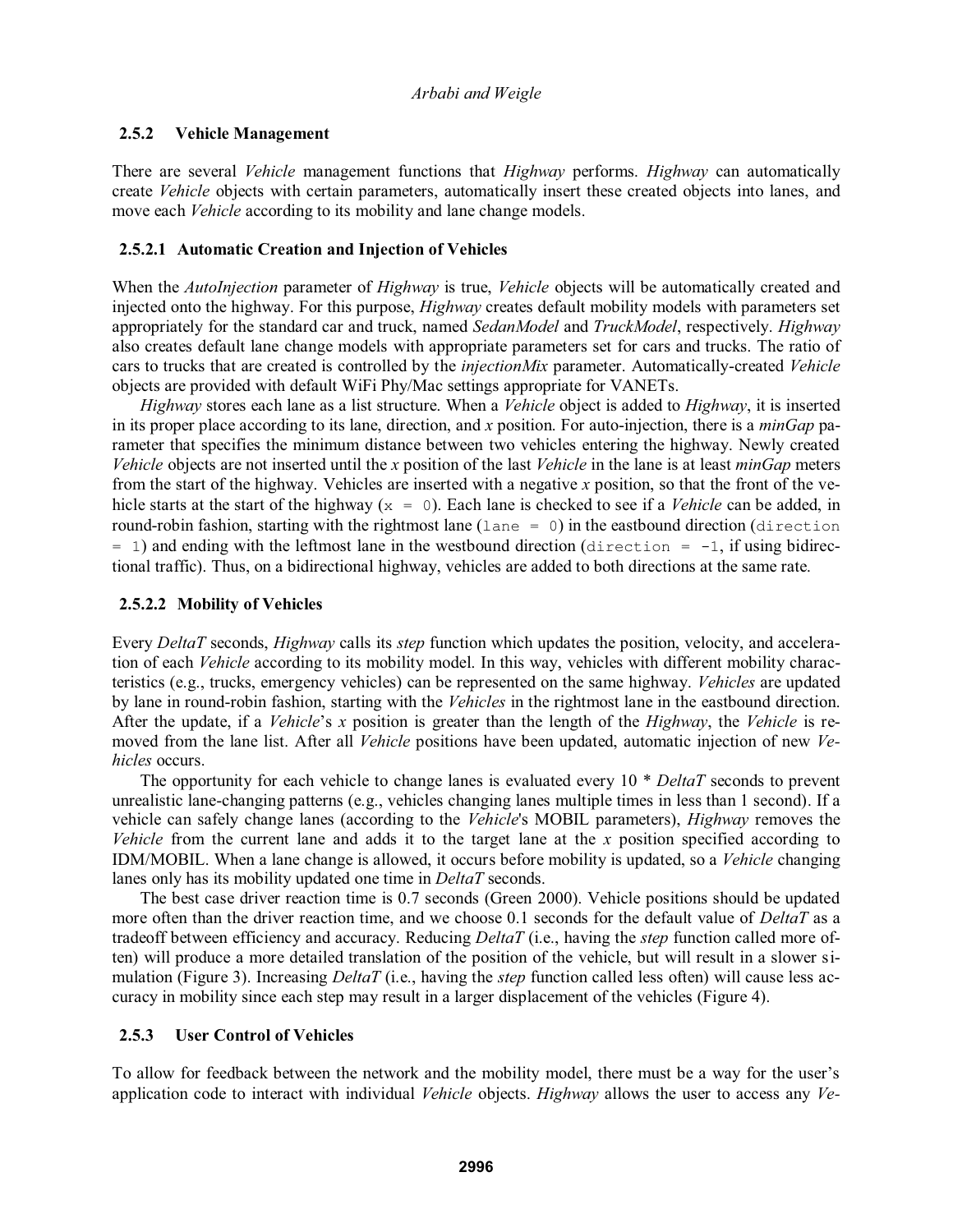### 2.5.2 Vehicle Management

There are several *Vehicle* management functions that *Highway* performs. *Highway* can automatically create *Vehicle* objects with certain parameters, automatically insert these created objects into lanes, and move each *Vehicle* according to its mobility and lane change models.

#### 2.5.2.1 Automatic Creation and Injection of Vehicles

When the *AutoInjection* parameter of *Highway* is true, *Vehicle* objects will be automatically created and injected onto the highway. For this purpose, *Highway* creates default mobility models with parameters set appropriately for the standard car and truck, named *SedanModel* and *TruckModel*, respectively. *Highway* also creates default lane change models with appropriate parameters set for cars and trucks. The ratio of cars to trucks that are created is controlled by the *injectionMix* parameter. Automatically-created *Vehicle* objects are provided with default WiFi Phy/Mac settings appropriate for VANETs.

*Highway* stores each lane as a list structure. When a *Vehicle* object is added to *Highway*, it is inserted in its proper place according to its lane, direction, and *x* position. For auto-injection, there is a *minGap* parameter that specifies the minimum distance between two vehicles entering the highway. Newly created *Vehicle* objects are not inserted until the *x* position of the last *Vehicle* in the lane is at least *minGap* meters from the start of the highway. Vehicles are inserted with a negative *x* position, so that the front of the vehicle starts at the start of the highway (`x = 0`). Each lane is checked to see if a *Vehicle* can be added, in round-robin fashion, starting with the rightmost lane (`lane = 0`) in the eastbound direction (`direction = 1`) and ending with the leftmost lane in the westbound direction (`direction = -1`, if using bidirectional traffic). Thus, on a bidirectional highway, vehicles are added to both directions at the same rate.

#### 2.5.2.2 Mobility of Vehicles

Every *DeltaT* seconds, *Highway* calls its *step* function which updates the position, velocity, and acceleration of each *Vehicle* according to its mobility model. In this way, vehicles with different mobility characteristics (e.g., trucks, emergency vehicles) can be represented on the same highway. *Vehicles* are updated by lane in round-robin fashion, starting with the *Vehicles* in the rightmost lane in the eastbound direction. After the update, if a *Vehicle*'s *x* position is greater than the length of the *Highway*, the *Vehicle* is removed from the lane list. After all *Vehicle* positions have been updated, automatic injection of new *Vehicles* occurs.

The opportunity for each vehicle to change lanes is evaluated every 10 * *DeltaT* seconds to prevent unrealistic lane-changing patterns (e.g., vehicles changing lanes multiple times in less than 1 second). If a vehicle can safely change lanes (according to the *Vehicle*'s MOBIL parameters), *Highway* removes the *Vehicle* from the current lane and adds it to the target lane at the *x* position specified according to IDM/MOBIL. When a lane change is allowed, it occurs before mobility is updated, so a *Vehicle* changing lanes only has its mobility updated one time in *DeltaT* seconds.

The best case driver reaction time is 0.7 seconds (Green 2000). Vehicle positions should be updated more often than the driver reaction time, and we choose 0.1 seconds for the default value of *DeltaT* as a tradeoff between efficiency and accuracy. Reducing *DeltaT* (i.e., having the *step* function called more often) will produce a more detailed translation of the position of the vehicle, but will result in a slower simulation (Figure 3). Increasing *DeltaT* (i.e., having the *step* function called less often) will cause less accuracy in mobility since each step may result in a larger displacement of the vehicles (Figure 4).

### 2.5.3 User Control of Vehicles

To allow for feedback between the network and the mobility model, there must be a way for the user's application code to interact with individual *Vehicle* objects. *Highway* allows the user to access any *Ve-*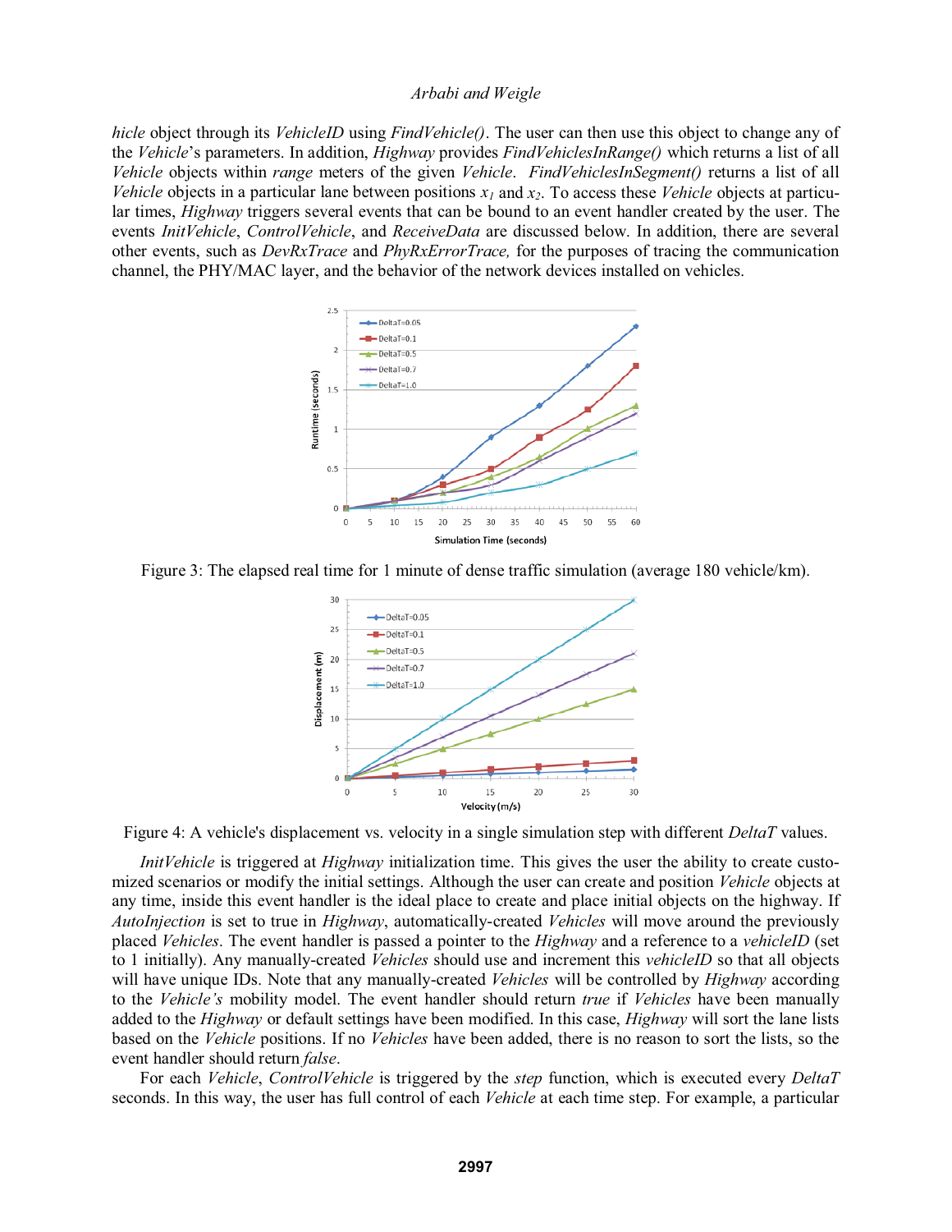*hicle* object through its *VehicleID* using *FindVehicle()*. The user can then use this object to change any of the *Vehicle*'s parameters. In addition, *Highway* provides *FindVehiclesInRange()* which returns a list of all *Vehicle* objects within *range* meters of the given *Vehicle*. *FindVehiclesInSegment()* returns a list of all *Vehicle* objects in a particular lane between positions $x_1$ and $x_2$. To access these *Vehicle* objects at particular times, *Highway* triggers several events that can be bound to an event handler created by the user. The events *InitVehicle*, *ControlVehicle*, and *ReceiveData* are discussed below. In addition, there are several other events, such as *DevRxTrace* and *PhyRxErrorTrace,* for the purposes of tracing the communication channel, the PHY/MAC layer, and the behavior of the network devices installed on vehicles.

Figure 3: The elapsed real time for 1 minute of dense traffic simulation (average 180 vehicle/km).

Figure 4: A vehicle's displacement vs. velocity in a single simulation step with different *DeltaT* values.

*InitVehicle* is triggered at *Highway* initialization time. This gives the user the ability to create customized scenarios or modify the initial settings. Although the user can create and position *Vehicle* objects at any time, inside this event handler is the ideal place to create and place initial objects on the highway. If *AutoInjection* is set to true in *Highway*, automatically-created *Vehicles* will move around the previously placed *Vehicles*. The event handler is passed a pointer to the *Highway* and a reference to a *vehicleID* (set to 1 initially). Any manually-created *Vehicles* should use and increment this *vehicleID* so that all objects will have unique IDs. Note that any manually-created *Vehicles* will be controlled by *Highway* according to the *Vehicle's* mobility model. The event handler should return *true* if *Vehicles* have been manually added to the *Highway* or default settings have been modified. In this case, *Highway* will sort the lane lists based on the *Vehicle* positions. If no *Vehicles* have been added, there is no reason to sort the lists, so the event handler should return *false*.

For each *Vehicle*, *ControlVehicle* is triggered by the *step* function, which is executed every *DeltaT* seconds. In this way, the user has full control of each *Vehicle* at each time step. For example, a particular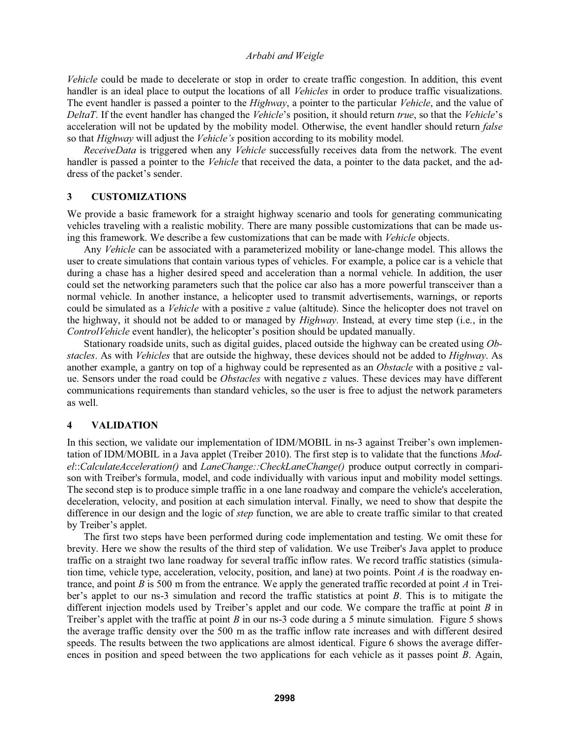*Vehicle* could be made to decelerate or stop in order to create traffic congestion. In addition, this event handler is an ideal place to output the locations of all *Vehicles* in order to produce traffic visualizations. The event handler is passed a pointer to the *Highway*, a pointer to the particular *Vehicle*, and the value of *DeltaT*. If the event handler has changed the *Vehicle*'s position, it should return *true*, so that the *Vehicle*'s acceleration will not be updated by the mobility model. Otherwise, the event handler should return *false* so that *Highway* will adjust the *Vehicle's* position according to its mobility model.

*ReceiveData* is triggered when any *Vehicle* successfully receives data from the network. The event handler is passed a pointer to the *Vehicle* that received the data, a pointer to the data packet, and the address of the packet's sender.

## 3 CUSTOMIZATIONS

We provide a basic framework for a straight highway scenario and tools for generating communicating vehicles traveling with a realistic mobility. There are many possible customizations that can be made using this framework. We describe a few customizations that can be made with *Vehicle* objects.

Any *Vehicle* can be associated with a parameterized mobility or lane-change model. This allows the user to create simulations that contain various types of vehicles. For example, a police car is a vehicle that during a chase has a higher desired speed and acceleration than a normal vehicle. In addition, the user could set the networking parameters such that the police car also has a more powerful transceiver than a normal vehicle. In another instance, a helicopter used to transmit advertisements, warnings, or reports could be simulated as a *Vehicle* with a positive *z* value (altitude). Since the helicopter does not travel on the highway, it should not be added to or managed by *Highway*. Instead, at every time step (i.e., in the *ControlVehicle* event handler), the helicopter's position should be updated manually.

Stationary roadside units, such as digital guides, placed outside the highway can be created using *Obstacles*. As with *Vehicles* that are outside the highway, these devices should not be added to *Highway*. As another example, a gantry on top of a highway could be represented as an *Obstacle* with a positive *z* value. Sensors under the road could be *Obstacles* with negative *z* values. These devices may have different communications requirements than standard vehicles, so the user is free to adjust the network parameters as well.

## 4 VALIDATION

In this section, we validate our implementation of IDM/MOBIL in ns-3 against Treiber's own implementation of IDM/MOBIL in a Java applet (Treiber 2010). The first step is to validate that the functions *Model::CalculateAcceleration()* and *LaneChange::CheckLaneChange()* produce output correctly in comparison with Treiber's formula, model, and code individually with various input and mobility model settings. The second step is to produce simple traffic in a one lane roadway and compare the vehicle's acceleration, deceleration, velocity, and position at each simulation interval. Finally, we need to show that despite the difference in our design and the logic of *step* function, we are able to create traffic similar to that created by Treiber's applet.

The first two steps have been performed during code implementation and testing. We omit these for brevity. Here we show the results of the third step of validation. We use Treiber's Java applet to produce traffic on a straight two lane roadway for several traffic inflow rates. We record traffic statistics (simulation time, vehicle type, acceleration, velocity, position, and lane) at two points. Point *A* is the roadway entrance, and point *B* is 500 m from the entrance. We apply the generated traffic recorded at point *A* in Treiber's applet to our ns-3 simulation and record the traffic statistics at point *B*. This is to mitigate the different injection models used by Treiber's applet and our code. We compare the traffic at point *B* in Treiber's applet with the traffic at point *B* in our ns-3 code during a 5 minute simulation. Figure 5 shows the average traffic density over the 500 m as the traffic inflow rate increases and with different desired speeds. The results between the two applications are almost identical. Figure 6 shows the average differences in position and speed between the two applications for each vehicle as it passes point *B*. Again,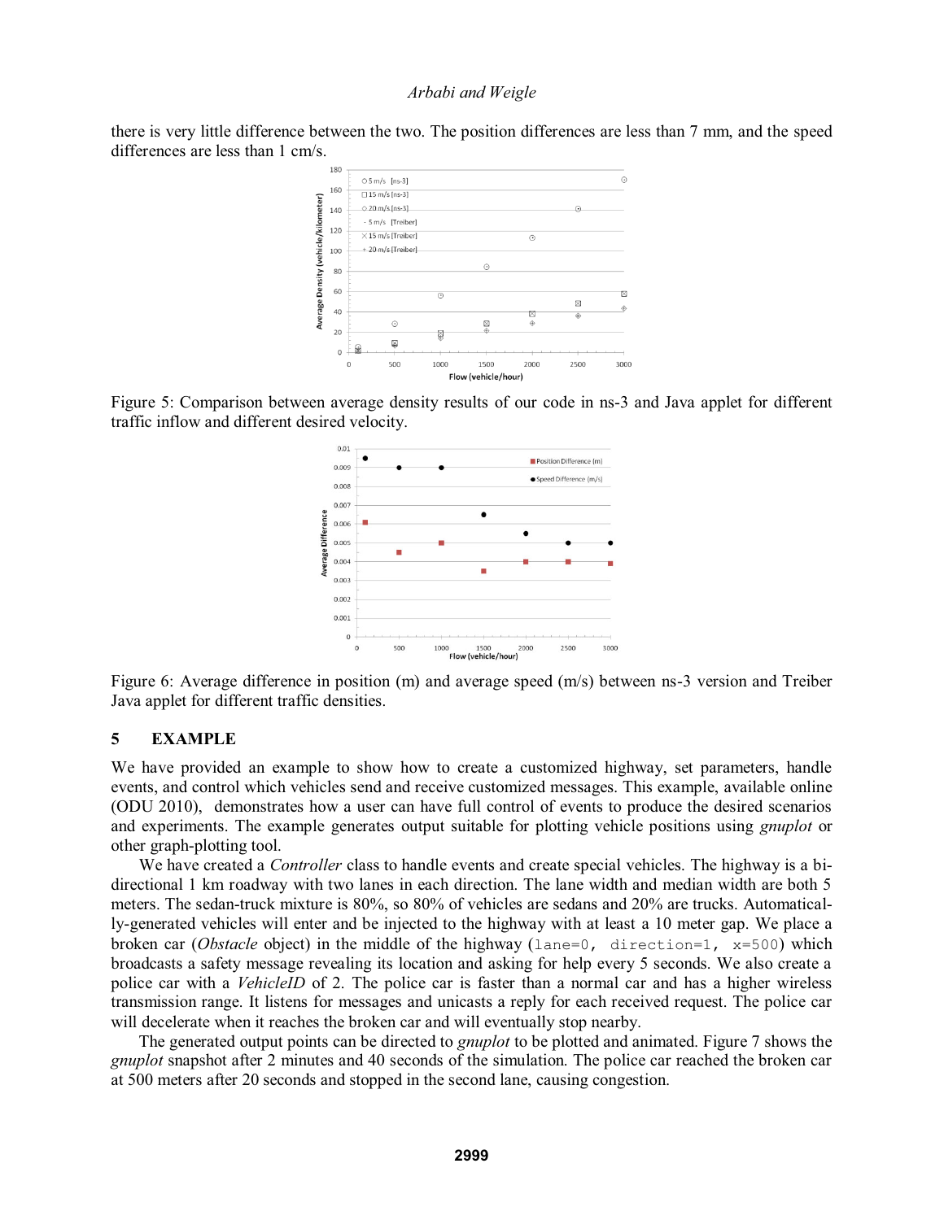there is very little difference between the two. The position differences are less than 7 mm, and the speed differences are less than 1 cm/s.

Figure 5: Comparison between average density results of our code in ns-3 and Java applet for different traffic inflow and different desired velocity.

Figure 6: Average difference in position (m) and average speed (m/s) between ns-3 version and Treiber Java applet for different traffic densities.

## 5 EXAMPLE

We have provided an example to show how to create a customized highway, set parameters, handle events, and control which vehicles send and receive customized messages. This example, available online (ODU 2010), demonstrates how a user can have full control of events to produce the desired scenarios and experiments. The example generates output suitable for plotting vehicle positions using *gnuplot* or other graph-plotting tool.

We have created a *Controller* class to handle events and create special vehicles. The highway is a bi-directional 1 km roadway with two lanes in each direction. The lane width and median width are both 5 meters. The sedan-truck mixture is 80%, so 80% of vehicles are sedans and 20% are trucks. Automatically-generated vehicles will enter and be injected to the highway with at least a 10 meter gap. We place a broken car (*Obstacle* object) in the middle of the highway (`lane=0, direction=1, x=500`) which broadcasts a safety message revealing its location and asking for help every 5 seconds. We also create a police car with a *VehicleID* of 2. The police car is faster than a normal car and has a higher wireless transmission range. It listens for messages and unicasts a reply for each received request. The police car will decelerate when it reaches the broken car and will eventually stop nearby.

The generated output points can be directed to *gnuplot* to be plotted and animated. Figure 7 shows the *gnuplot* snapshot after 2 minutes and 40 seconds of the simulation. The police car reached the broken car at 500 meters after 20 seconds and stopped in the second lane, causing congestion.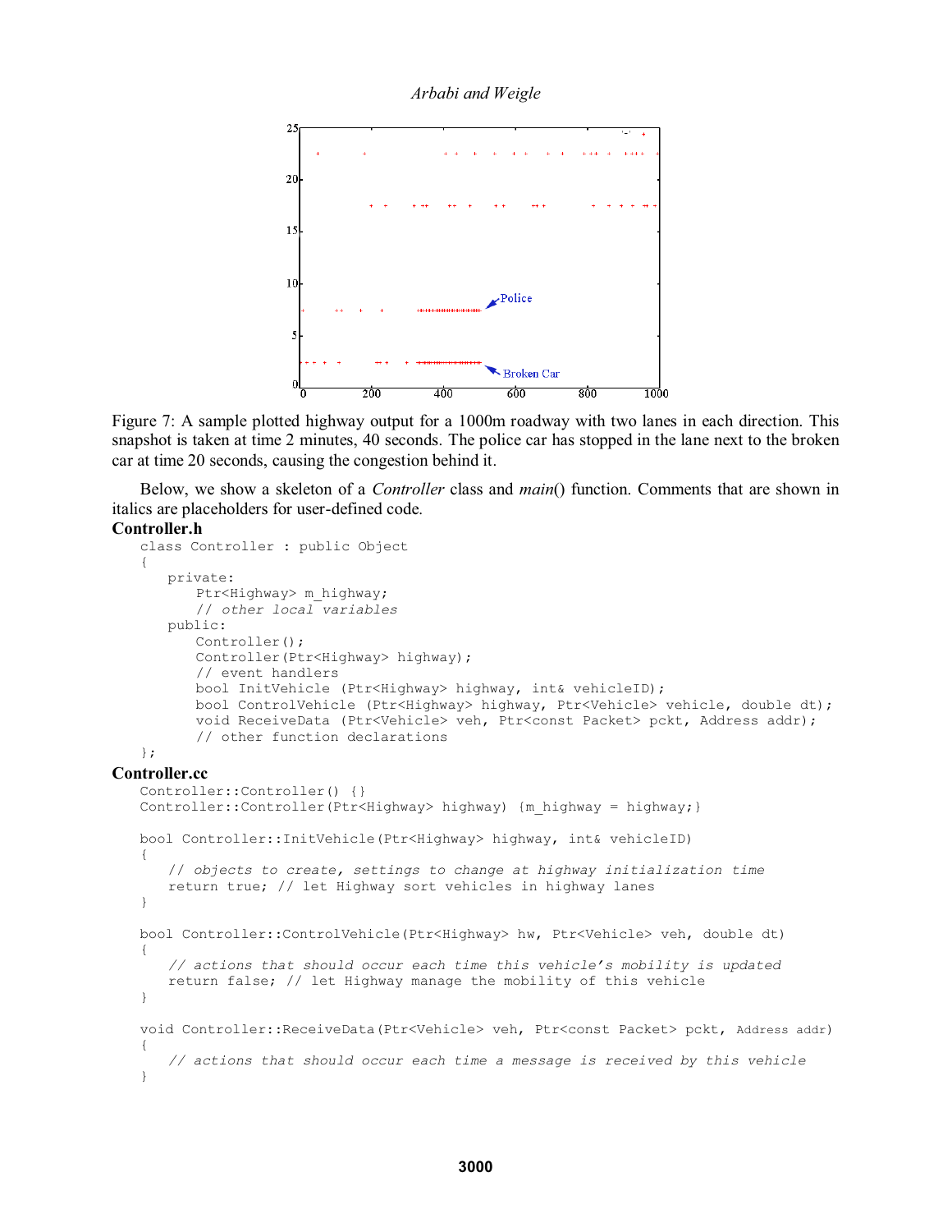Figure 7: A sample plotted highway output for a 1000m roadway with two lanes in each direction. This snapshot is taken at time 2 minutes, 40 seconds. The police car has stopped in the lane next to the broken car at time 20 seconds, causing the congestion behind it.

Below, we show a skeleton of a *Controller* class and *main*() function. Comments that are shown in italics are placeholders for user-defined code.

**Controller.h**

```
class Controller : public Object
{
   private:
      Ptr<Highway> m_highway;
      // other local variables
   public:
      Controller();
      Controller(Ptr<Highway> highway);
      // event handlers
      bool InitVehicle (Ptr<Highway> highway, int& vehicleID);
      bool ControlVehicle (Ptr<Highway> highway, Ptr<Vehicle> vehicle, double dt);
      void ReceiveData (Ptr<Vehicle> veh, Ptr<const Packet> pckt, Address addr);
      // other function declarations
};
```

**Controller.cc**

```
Controller::Controller() {}
Controller::Controller(Ptr<Highway> highway) {m_highway = highway;}

bool Controller::InitVehicle(Ptr<Highway> highway, int& vehicleID)
{
   // objects to create, settings to change at highway initialization time
   return true; // let Highway sort vehicles in highway lanes
}

bool Controller::ControlVehicle(Ptr<Highway> hw, Ptr<Vehicle> veh, double dt)
{
   // actions that should occur each time this vehicle's mobility is updated
   return false; // let Highway manage the mobility of this vehicle
}

void Controller::ReceiveData(Ptr<Vehicle> veh, Ptr<const Packet> pckt, Address addr)
{
   // actions that should occur each time a message is received by this vehicle
}
```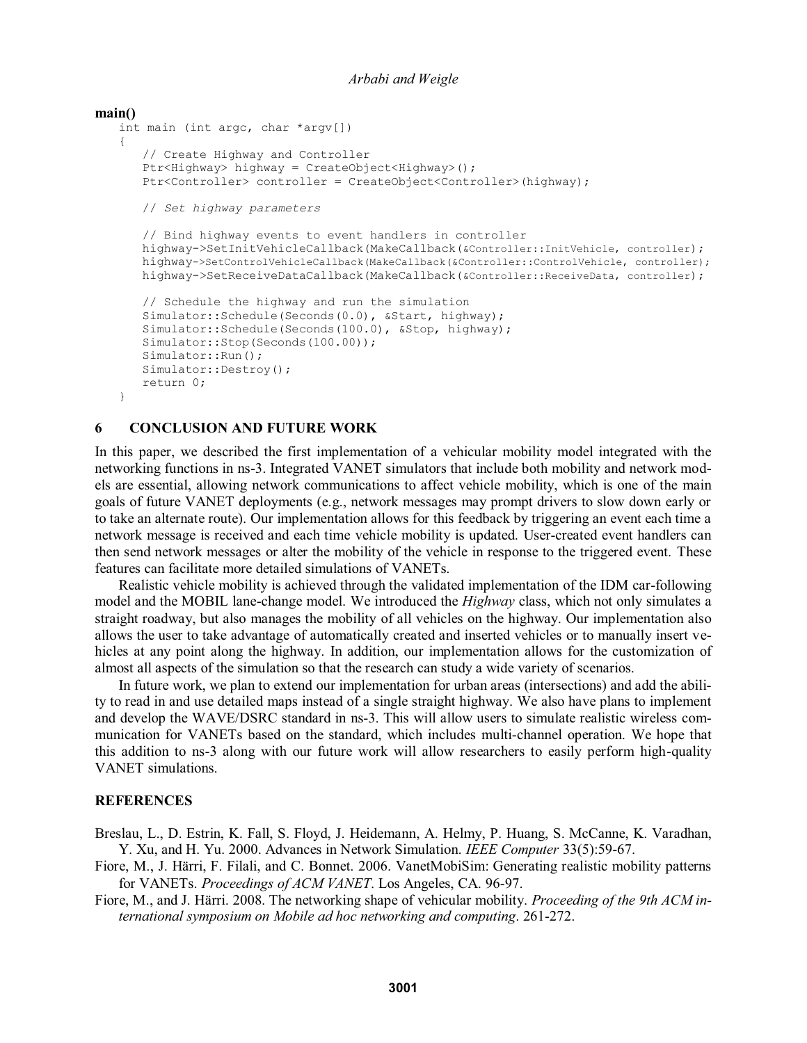**main()**

```
int main (int argc, char *argv[])
{
    // Create Highway and Controller
    Ptr<Highway> highway = CreateObject<Highway>();
    Ptr<Controller> controller = CreateObject<Controller>(highway);

    // Set highway parameters

    // Bind highway events to event handlers in controller
    highway->SetInitVehicleCallback(MakeCallback(&Controller::InitVehicle, controller));
    highway->SetControlVehicleCallback(MakeCallback(&Controller::ControlVehicle, controller));
    highway->SetReceiveDataCallback(MakeCallback(&Controller::ReceiveData, controller));

    // Schedule the highway and run the simulation
    Simulator::Schedule(Seconds(0.0), &Start, highway);
    Simulator::Schedule(Seconds(100.0), &Stop, highway);
    Simulator::Stop(Seconds(100.00));
    Simulator::Run();
    Simulator::Destroy();
    return 0;
}
```

## 6 CONCLUSION AND FUTURE WORK

In this paper, we described the first implementation of a vehicular mobility model integrated with the networking functions in ns-3. Integrated VANET simulators that include both mobility and network models are essential, allowing network communications to affect vehicle mobility, which is one of the main goals of future VANET deployments (e.g., network messages may prompt drivers to slow down early or to take an alternate route). Our implementation allows for this feedback by triggering an event each time a network message is received and each time vehicle mobility is updated. User-created event handlers can then send network messages or alter the mobility of the vehicle in response to the triggered event. These features can facilitate more detailed simulations of VANETs.

Realistic vehicle mobility is achieved through the validated implementation of the IDM car-following model and the MOBIL lane-change model. We introduced the *Highway* class, which not only simulates a straight roadway, but also manages the mobility of all vehicles on the highway. Our implementation also allows the user to take advantage of automatically created and inserted vehicles or to manually insert vehicles at any point along the highway. In addition, our implementation allows for the customization of almost all aspects of the simulation so that the research can study a wide variety of scenarios.

In future work, we plan to extend our implementation for urban areas (intersections) and add the ability to read in and use detailed maps instead of a single straight highway. We also have plans to implement and develop the WAVE/DSRC standard in ns-3. This will allow users to simulate realistic wireless communication for VANETs based on the standard, which includes multi-channel operation. We hope that this addition to ns-3 along with our future work will allow researchers to easily perform high-quality VANET simulations.

## REFERENCES

Breslau, L., D. Estrin, K. Fall, S. Floyd, J. Heidemann, A. Helmy, P. Huang, S. McCanne, K. Varadhan, Y. Xu, and H. Yu. 2000. Advances in Network Simulation. *IEEE Computer* 33(5):59-67.

Fiore, M., J. Härri, F. Filali, and C. Bonnet. 2006. VanetMobiSim: Generating realistic mobility patterns for VANETs. *Proceedings of ACM VANET*. Los Angeles, CA. 96-97.

Fiore, M., and J. Härri. 2008. The networking shape of vehicular mobility. *Proceeding of the 9th ACM international symposium on Mobile ad hoc networking and computing*. 261-272.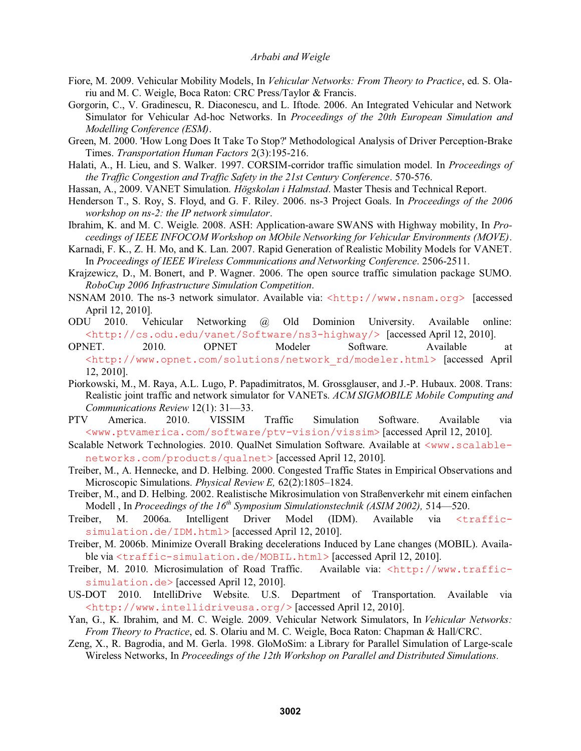Fiore, M. 2009. Vehicular Mobility Models, In *Vehicular Networks: From Theory to Practice*, ed. S. Olariu and M. C. Weigle, Boca Raton: CRC Press/Taylor & Francis.

Gorgorin, C., V. Gradinescu, R. Diaconescu, and L. Iftode. 2006. An Integrated Vehicular and Network Simulator for Vehicular Ad-hoc Networks. In *Proceedings of the 20th European Simulation and Modelling Conference (ESM)*.

Green, M. 2000. 'How Long Does It Take To Stop?' Methodological Analysis of Driver Perception-Brake Times. *Transportation Human Factors* 2(3):195-216.

Halati, A., H. Lieu, and S. Walker. 1997. CORSIM-corridor traffic simulation model. In *Proceedings of the Traffic Congestion and Traffic Safety in the 21st Century Conference*. 570-576.

Hassan, A., 2009. VANET Simulation. *Högskolan i Halmstad*. Master Thesis and Technical Report.

Henderson T., S. Roy, S. Floyd, and G. F. Riley. 2006. ns-3 Project Goals. In *Proceedings of the 2006 workshop on ns-2: the IP network simulator*.

Ibrahim, K. and M. C. Weigle. 2008. ASH: Application-aware SWANS with Highway mobility, In *Proceedings of IEEE INFOCOM Workshop on MObile Networking for Vehicular Environments (MOVE)*.

Karnadi, F. K., Z. H. Mo, and K. Lan. 2007. Rapid Generation of Realistic Mobility Models for VANET. In *Proceedings of IEEE Wireless Communications and Networking Conference*. 2506-2511.

Krajzewicz, D., M. Bonert, and P. Wagner. 2006. The open source traffic simulation package SUMO. *RoboCup 2006 Infrastructure Simulation Competition*.

NSNAM 2010. The ns-3 network simulator. Available via: <http://www.nsnam.org> [accessed April 12, 2010].

ODU 2010. Vehicular Networking @ Old Dominion University. Available online: <http://cs.odu.edu/vanet/Software/ns3-highway/> [accessed April 12, 2010].

OPNET. 2010. OPNET Modeler Software. Available at <http://www.opnet.com/solutions/network_rd/modeler.html> [accessed April 12, 2010].

Piorkowski, M., M. Raya, A.L. Lugo, P. Papadimitratos, M. Grossglauser, and J.-P. Hubaux. 2008. Trans: Realistic joint traffic and network simulator for VANETs. *ACM SIGMOBILE Mobile Computing and Communications Review* 12(1): 31—33.

PTV America. 2010. VISSIM Traffic Simulation Software. Available via <www.ptvamerica.com/software/ptv-vision/vissim> [accessed April 12, 2010].

Scalable Network Technologies. 2010. QualNet Simulation Software. Available at <www.scalable-networks.com/products/qualnet> [accessed April 12, 2010].

Treiber, M., A. Hennecke, and D. Helbing. 2000. Congested Traffic States in Empirical Observations and Microscopic Simulations. *Physical Review E,* 62(2):1805–1824.

Treiber, M., and D. Helbing. 2002. Realistische Mikrosimulation von Straßenverkehr mit einem einfachen Modell , In *Proceedings of the 16th Symposium Simulationstechnik (ASIM 2002),* 514—520.

Treiber, M. 2006a. Intelligent Driver Model (IDM). Available via <traffic-simulation.de/IDM.html> [accessed April 12, 2010].

Treiber, M. 2006b. Minimize Overall Braking decelerations Induced by Lane changes (MOBIL). Available via <traffic-simulation.de/MOBIL.html> [accessed April 12, 2010].

Treiber, M. 2010. Microsimulation of Road Traffic. Available via: <http://www.traffic-simulation.de> [accessed April 12, 2010].

US-DOT 2010. IntelliDrive Website. U.S. Department of Transportation. Available via <http://www.intellidriveusa.org/> [accessed April 12, 2010].

Yan, G., K. Ibrahim, and M. C. Weigle. 2009. Vehicular Network Simulators, In *Vehicular Networks: From Theory to Practice*, ed. S. Olariu and M. C. Weigle, Boca Raton: Chapman & Hall/CRC.

Zeng, X., R. Bagrodia, and M. Gerla. 1998. GloMoSim: a Library for Parallel Simulation of Large-scale Wireless Networks, In *Proceedings of the 12th Workshop on Parallel and Distributed Simulations.*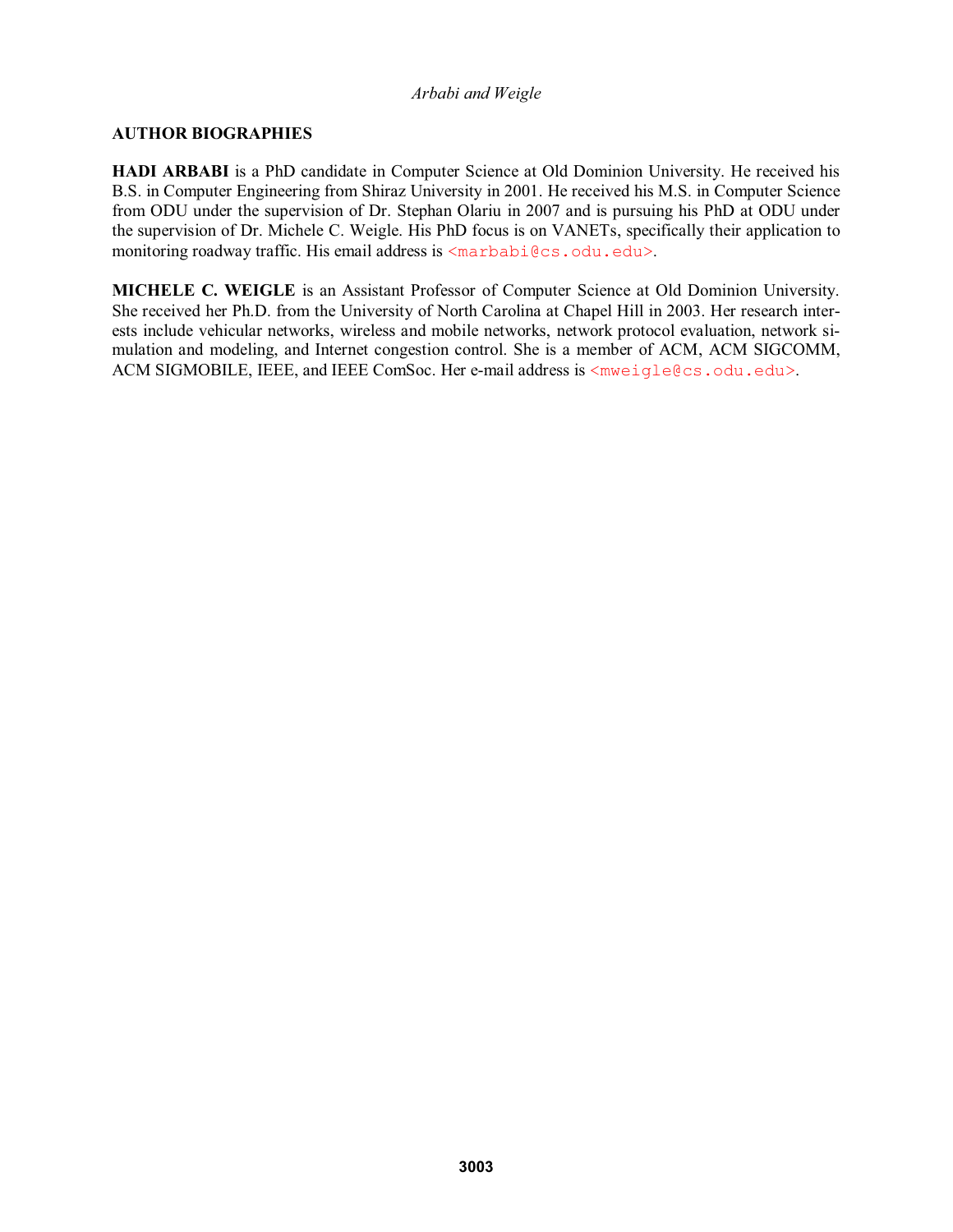## AUTHOR BIOGRAPHIES

**HADI ARBABI** is a PhD candidate in Computer Science at Old Dominion University. He received his B.S. in Computer Engineering from Shiraz University in 2001. He received his M.S. in Computer Science from ODU under the supervision of Dr. Stephan Olariu in 2007 and is pursuing his PhD at ODU under the supervision of Dr. Michele C. Weigle. His PhD focus is on VANETs, specifically their application to monitoring roadway traffic. His email address is <marbabi@cs.odu.edu>.

**MICHELE C. WEIGLE** is an Assistant Professor of Computer Science at Old Dominion University. She received her Ph.D. from the University of North Carolina at Chapel Hill in 2003. Her research interests include vehicular networks, wireless and mobile networks, network protocol evaluation, network simulation and modeling, and Internet congestion control. She is a member of ACM, ACM SIGCOMM, ACM SIGMOBILE, IEEE, and IEEE ComSoc. Her e-mail address is <mweigle@cs.odu.edu>.